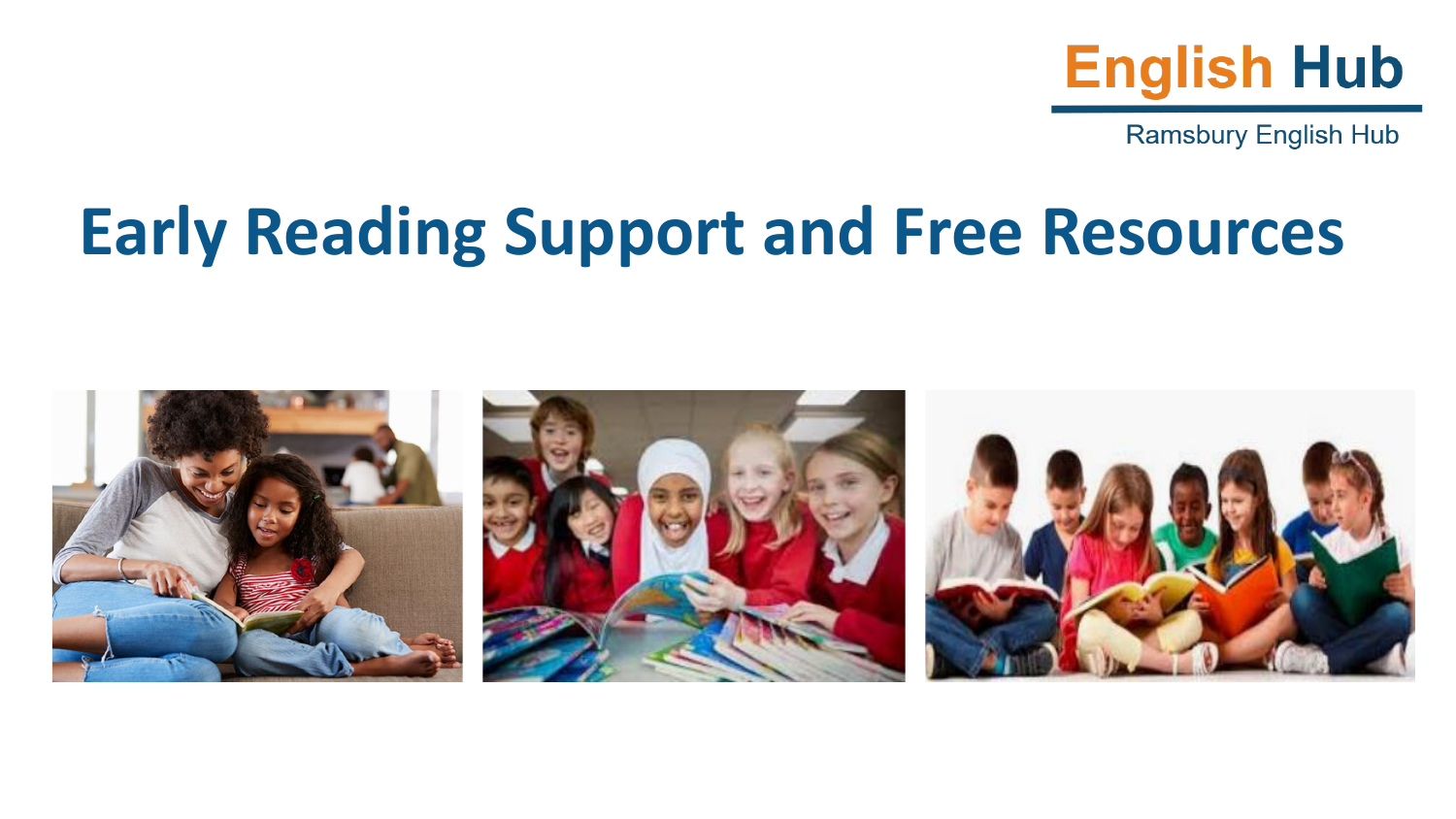English Hub

Ramsbury English Hub

# Early Reading Support and Free Resources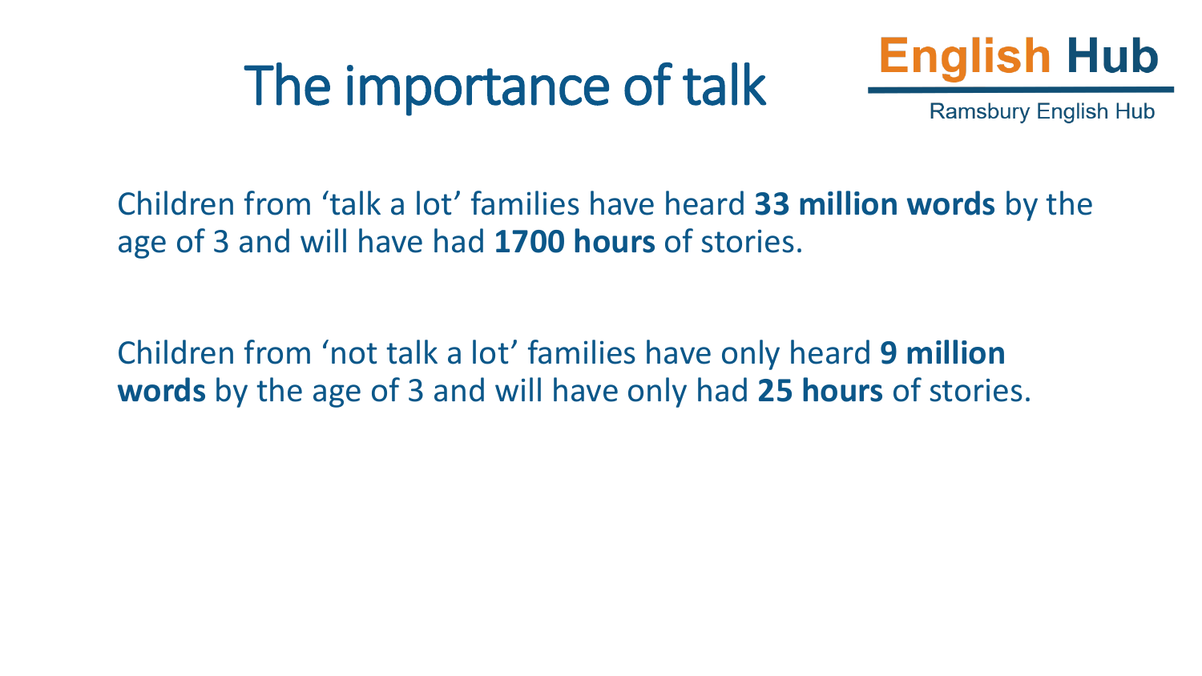# The importance of talk

English Hub

Ramsbury English Hub

Children from 'talk a lot' families have heard **33 million words** by the age of 3 and will have had **1700 hours** of stories.

Children from 'not talk a lot' families have only heard **9 million words** by the age of 3 and will have only had **25 hours** of stories.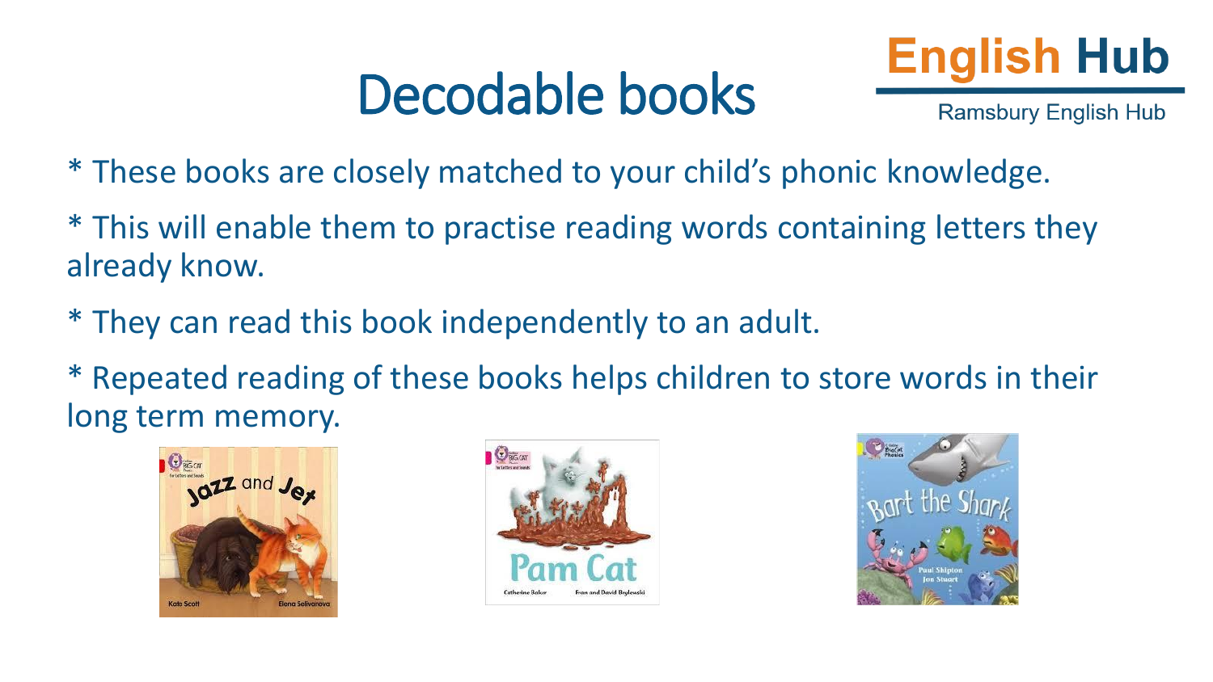# Decodable books

* These books are closely matched to your child's phonic knowledge.

* This will enable them to practise reading words containing letters they already know.

* They can read this book independently to an adult.

* Repeated reading of these books helps children to store words in their long term memory.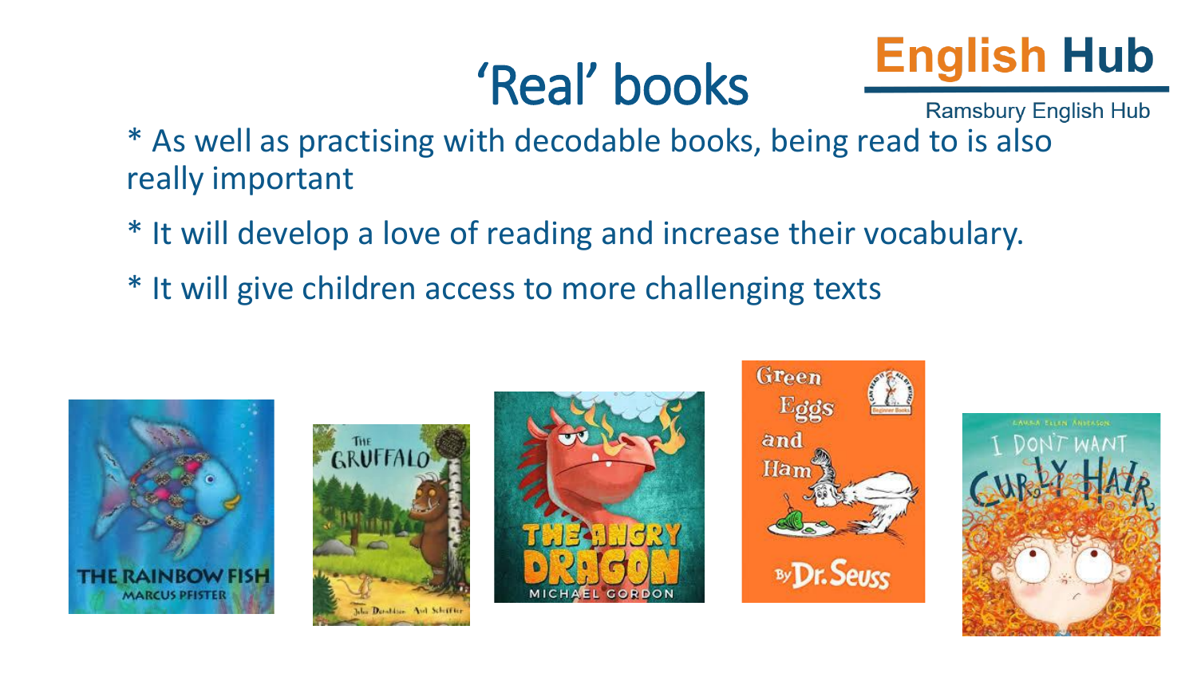# 'Real' books

English Hub

Ramsbury English Hub

* As well as practising with decodable books, being read to is also really important

* It will develop a love of reading and increase their vocabulary.

* It will give children access to more challenging texts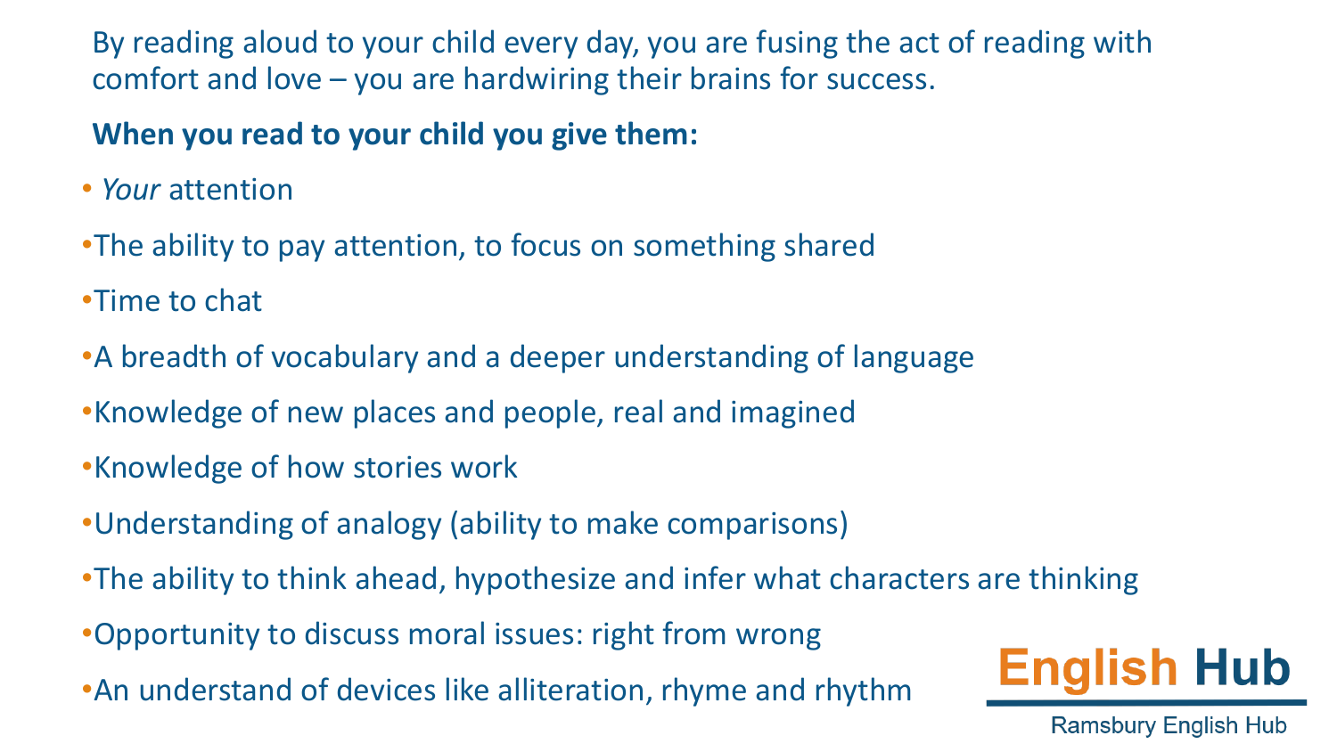By reading aloud to your child every day, you are fusing the act of reading with comfort and love – you are hardwiring their brains for success.

**When you read to your child you give them:**

- *Your* attention
- The ability to pay attention, to focus on something shared
- Time to chat
- A breadth of vocabulary and a deeper understanding of language
- Knowledge of new places and people, real and imagined
- Knowledge of how stories work
- Understanding of analogy (ability to make comparisons)
- The ability to think ahead, hypothesize and infer what characters are thinking
- Opportunity to discuss moral issues: right from wrong
- An understand of devices like alliteration, rhyme and rhythm

English Hub

Ramsbury English Hub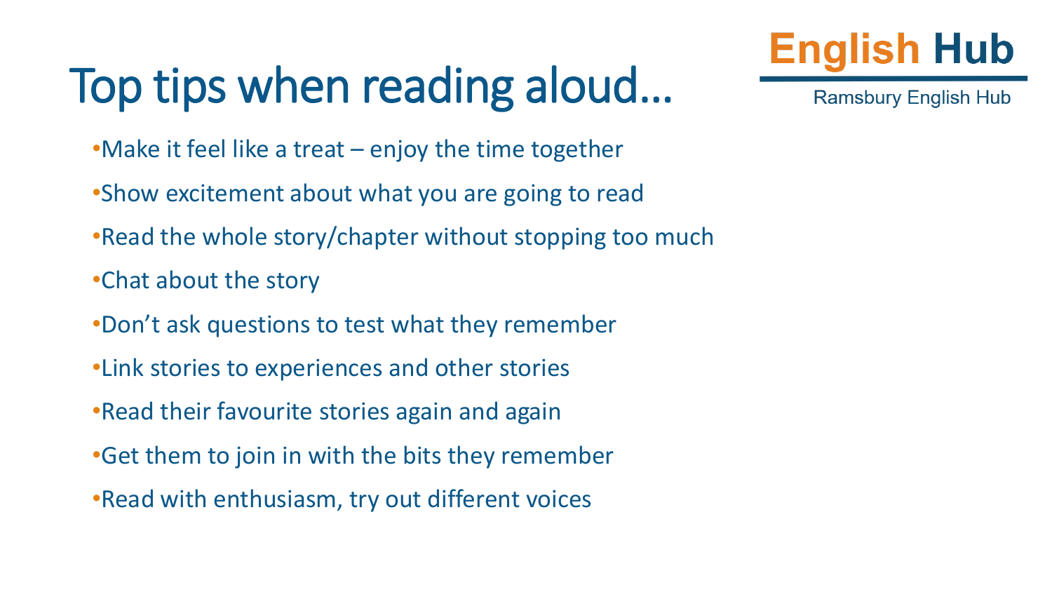# Top tips when reading aloud…

English Hub

Ramsbury English Hub

- Make it feel like a treat – enjoy the time together
- Show excitement about what you are going to read
- Read the whole story/chapter without stopping too much
- Chat about the story
- Don't ask questions to test what they remember
- Link stories to experiences and other stories
- Read their favourite stories again and again
- Get them to join in with the bits they remember
- Read with enthusiasm, try out different voices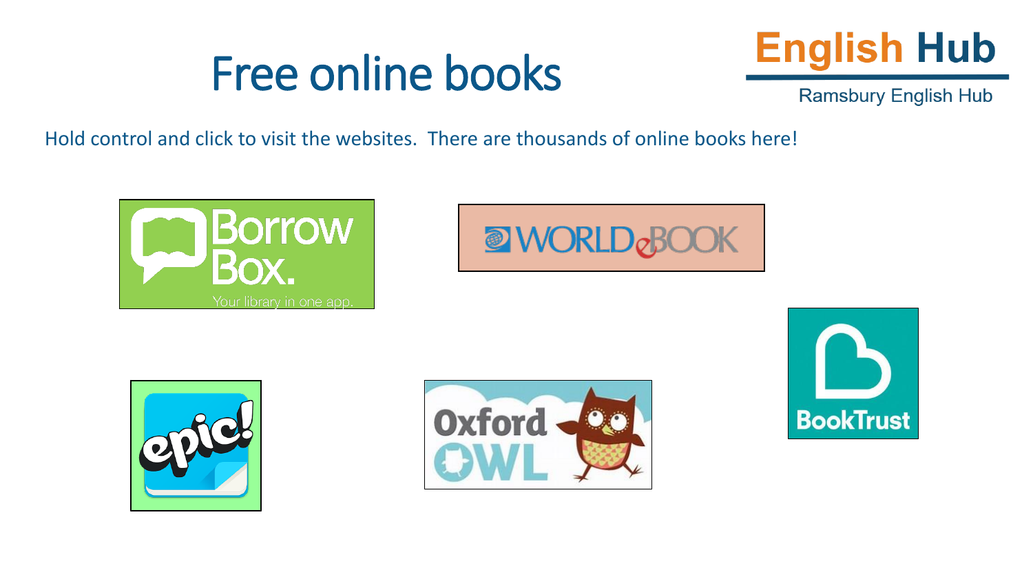# Free online books

English Hub

Ramsbury English Hub

Hold control and click to visit the websites. There are thousands of online books here!

Borrow Box. Your library in one app.

WORLD eBOOK

epic!

Oxford OWL

BookTrust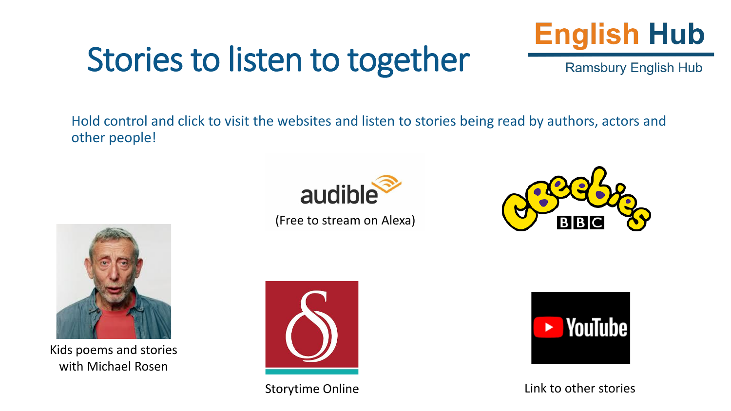# Stories to listen to together

English Hub

Ramsbury English Hub

Hold control and click to visit the websites and listen to stories being read by authors, actors and other people!

audible

(Free to stream on Alexa)

CBeebies BBC

Kids poems and stories with Michael Rosen

Storytime Online

YouTube

Link to other stories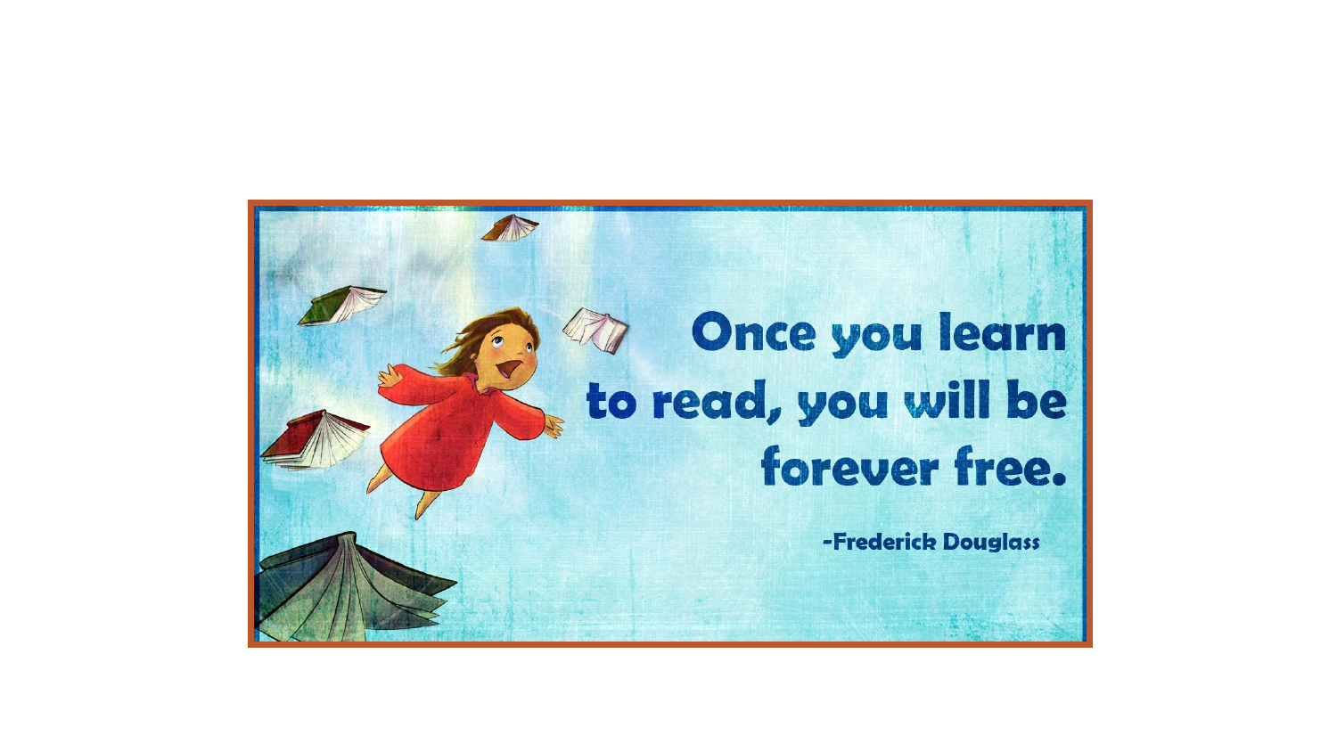Once you learn to read, you will be forever free.

-Frederick Douglass